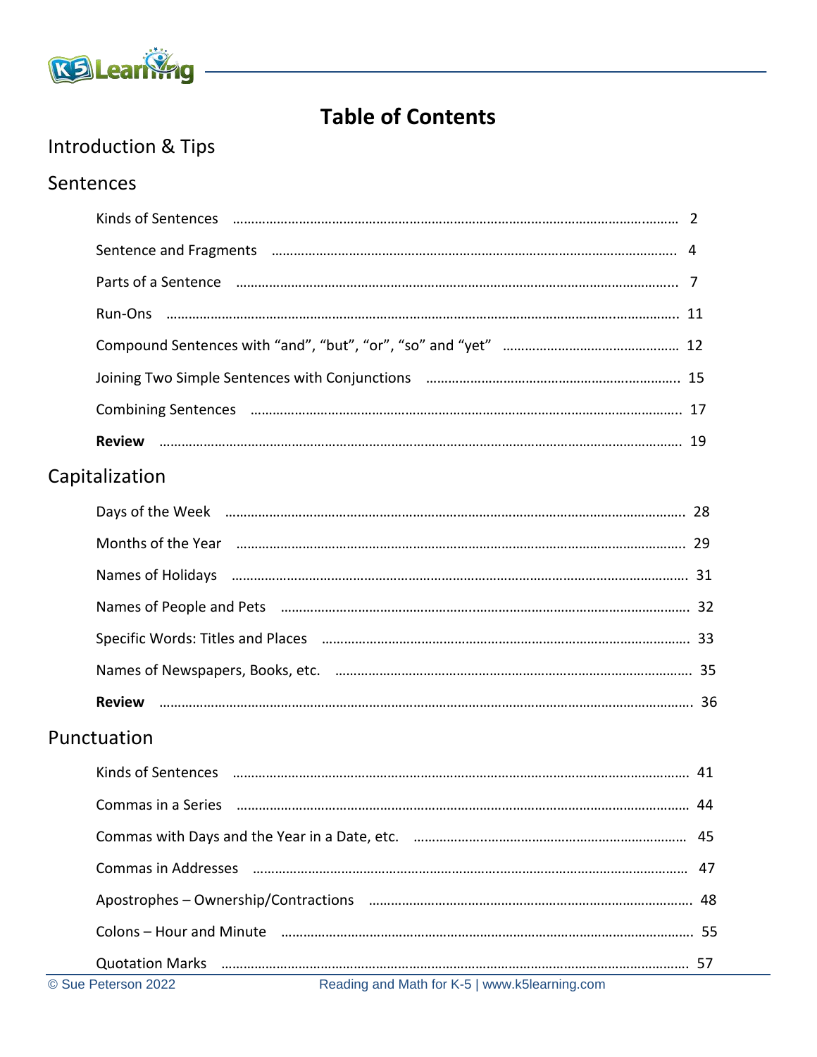# Table of Contents

## Introduction & Tips

## Sentences

| | |
|---|---|
| Kinds of Sentences | 2 |
| Sentence and Fragments | 4 |
| Parts of a Sentence | 7 |
| Run-Ons | 11 |
| Compound Sentences with "and", "but", "or", "so" and "yet" | 12 |
| Joining Two Simple Sentences with Conjunctions | 15 |
| Combining Sentences | 17 |
| **Review** | 19 |

## Capitalization

| | |
|---|---|
| Days of the Week | 28 |
| Months of the Year | 29 |
| Names of Holidays | 31 |
| Names of People and Pets | 32 |
| Specific Words: Titles and Places | 33 |
| Names of Newspapers, Books, etc. | 35 |
| **Review** | 36 |

## Punctuation

| | |
|---|---|
| Kinds of Sentences | 41 |
| Commas in a Series | 44 |
| Commas with Days and the Year in a Date, etc. | 45 |
| Commas in Addresses | 47 |
| Apostrophes – Ownership/Contractions | 48 |
| Colons – Hour and Minute | 55 |
| Quotation Marks | 57 |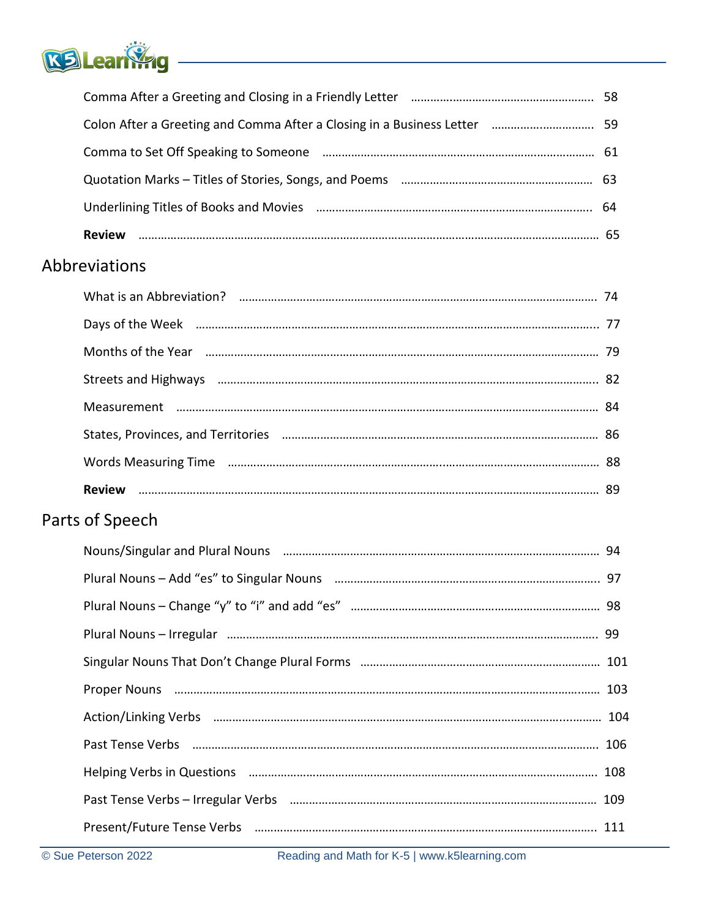Comma After a Greeting and Closing in a Friendly Letter ........ 58

Colon After a Greeting and Comma After a Closing in a Business Letter ........ 59

Comma to Set Off Speaking to Someone ........ 61

Quotation Marks – Titles of Stories, Songs, and Poems ........ 63

Underlining Titles of Books and Movies ........ 64

**Review** ........ 65

## Abbreviations

What is an Abbreviation? ........ 74

Days of the Week ........ 77

Months of the Year ........ 79

Streets and Highways ........ 82

Measurement ........ 84

States, Provinces, and Territories ........ 86

Words Measuring Time ........ 88

**Review** ........ 89

## Parts of Speech

Nouns/Singular and Plural Nouns ........ 94

Plural Nouns – Add "es" to Singular Nouns ........ 97

Plural Nouns – Change "y" to "i" and add "es" ........ 98

Plural Nouns – Irregular ........ 99

Singular Nouns That Don't Change Plural Forms ........ 101

Proper Nouns ........ 103

Action/Linking Verbs ........ 104

Past Tense Verbs ........ 106

Helping Verbs in Questions ........ 108

Past Tense Verbs – Irregular Verbs ........ 109

Present/Future Tense Verbs ........ 111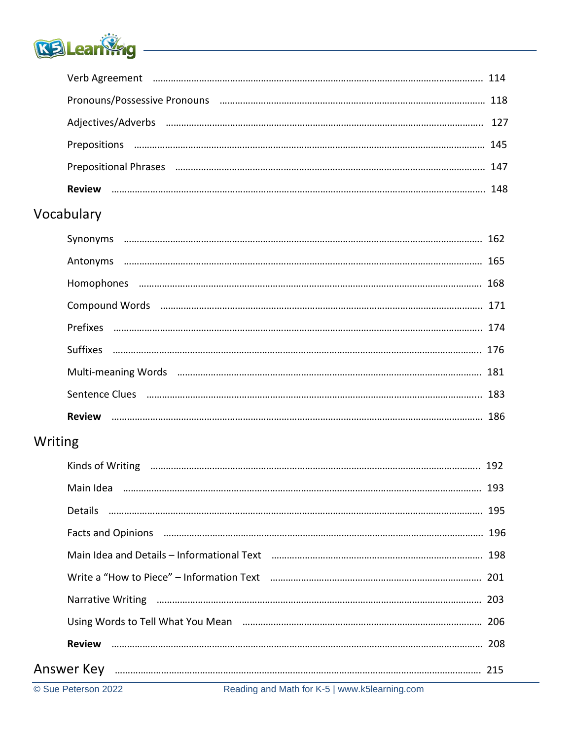Verb Agreement ........ 114

Pronouns/Possessive Pronouns ........ 118

Adjectives/Adverbs ........ 127

Prepositions ........ 145

Prepositional Phrases ........ 147

**Review** ........ 148

## Vocabulary

Synonyms ........ 162

Antonyms ........ 165

Homophones ........ 168

Compound Words ........ 171

Prefixes ........ 174

Suffixes ........ 176

Multi-meaning Words ........ 181

Sentence Clues ........ 183

**Review** ........ 186

## Writing

Kinds of Writing ........ 192

Main Idea ........ 193

Details ........ 195

Facts and Opinions ........ 196

Main Idea and Details – Informational Text ........ 198

Write a "How to Piece" – Information Text ........ 201

Narrative Writing ........ 203

Using Words to Tell What You Mean ........ 206

**Review** ........ 208

## Answer Key ........ 215